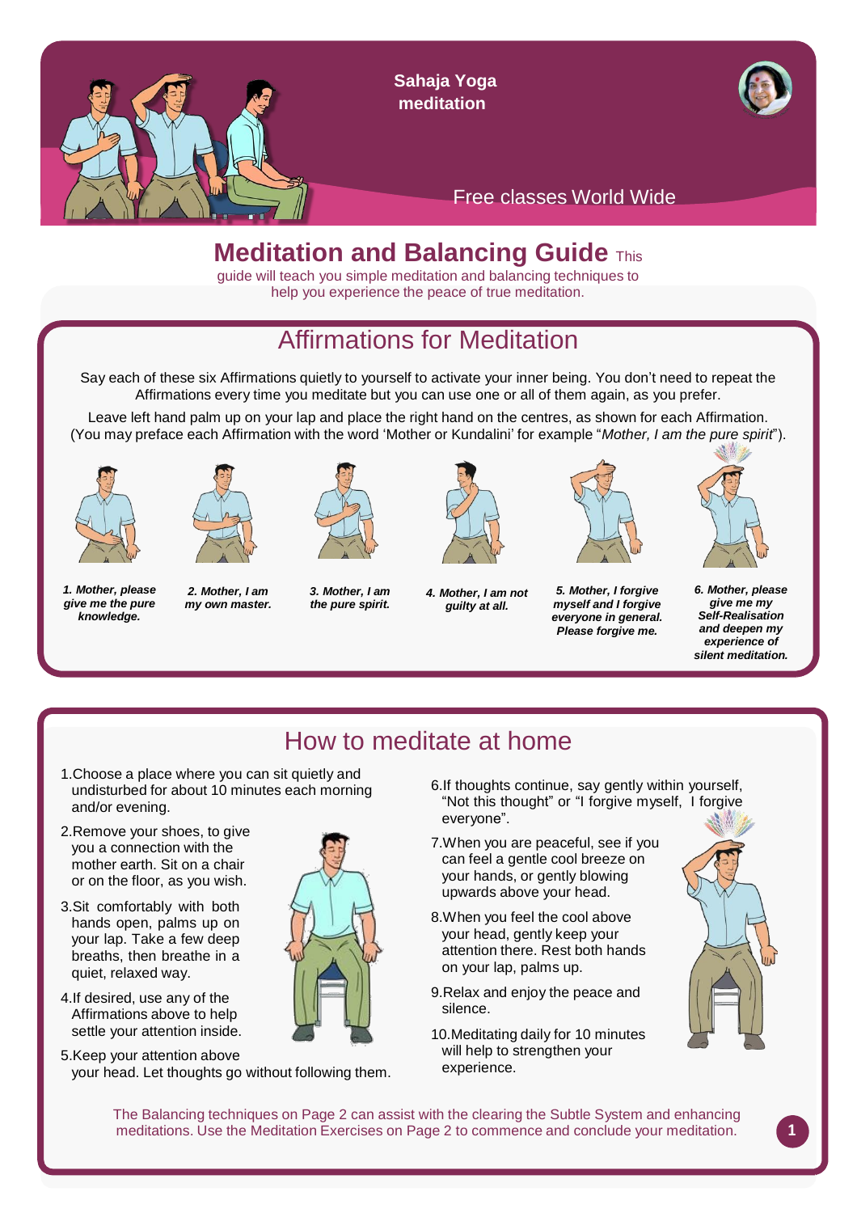Sahaja Yoga meditation

Free classes World Wide

# Meditation and Balancing Guide

This guide will teach you simple meditation and balancing techniques to help you experience the peace of true meditation.

## Affirmations for Meditation

Say each of these six Affirmations quietly to yourself to activate your inner being. You don't need to repeat the Affirmations every time you meditate but you can use one or all of them again, as you prefer.

Leave left hand palm up on your lap and place the right hand on the centres, as shown for each Affirmation. (You may preface each Affirmation with the word 'Mother or Kundalini' for example "*Mother, I am the pure spirit*").

***1. Mother, please give me the pure knowledge.***

***2. Mother, I am my own master.***

***3. Mother, I am the pure spirit.***

***4. Mother, I am not guilty at all.***

***5. Mother, I forgive myself and I forgive everyone in general. Please forgive me.***

***6. Mother, please give me my Self-Realisation and deepen my experience of silent meditation.***

## How to meditate at home

1. Choose a place where you can sit quietly and undisturbed for about 10 minutes each morning and/or evening.
2. Remove your shoes, to give you a connection with the mother earth. Sit on a chair or on the floor, as you wish.
3. Sit comfortably with both hands open, palms up on your lap. Take a few deep breaths, then breathe in a quiet, relaxed way.
4. If desired, use any of the Affirmations above to help settle your attention inside.
5. Keep your attention above your head. Let thoughts go without following them.
6. If thoughts continue, say gently within yourself, "Not this thought" or "I forgive myself, I forgive everyone".
7. When you are peaceful, see if you can feel a gentle cool breeze on your hands, or gently blowing upwards above your head.
8. When you feel the cool above your head, gently keep your attention there. Rest both hands on your lap, palms up.
9. Relax and enjoy the peace and silence.
10. Meditating daily for 10 minutes will help to strengthen your experience.

The Balancing techniques on Page 2 can assist with the clearing the Subtle System and enhancing meditations. Use the Meditation Exercises on Page 2 to commence and conclude your meditation.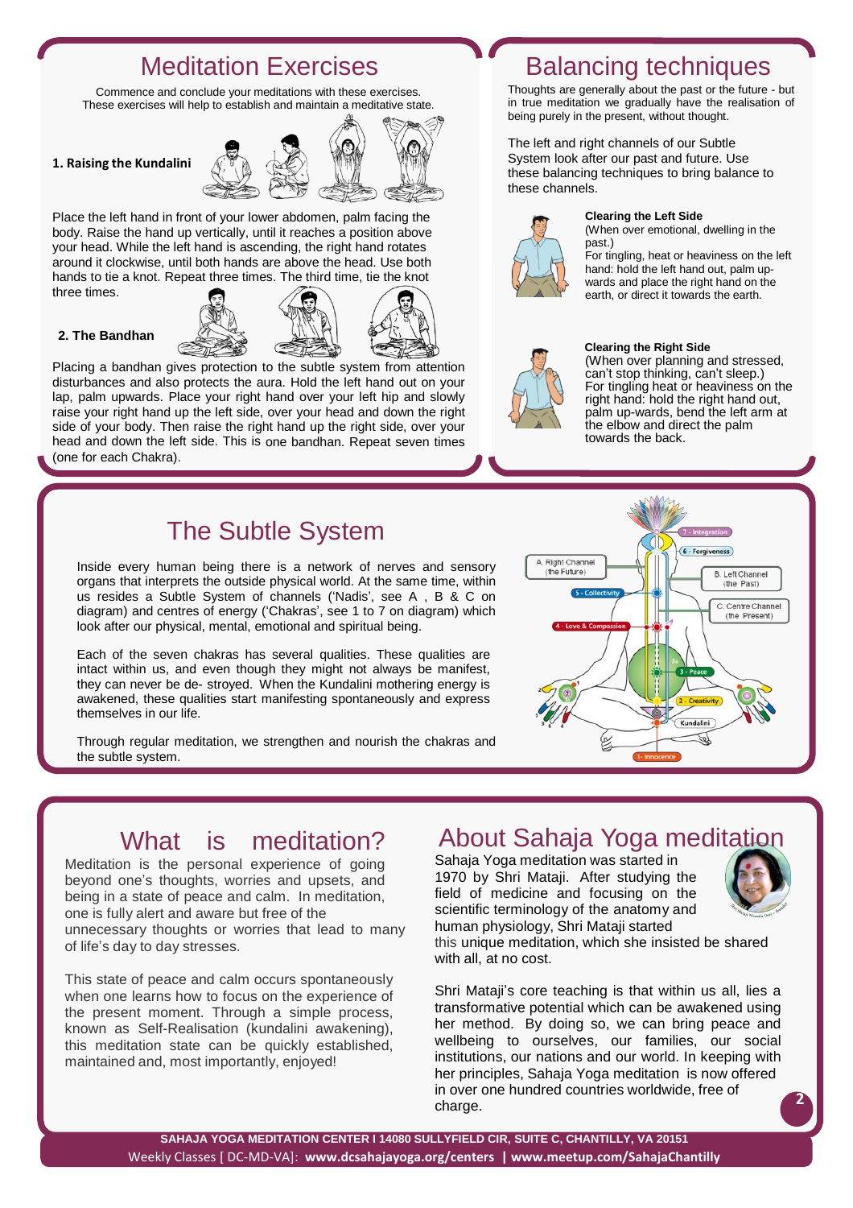# Meditation Exercises

Commence and conclude your meditations with these exercises. These exercises will help to establish and maintain a meditative state.

**1. Raising the Kundalini**

Place the left hand in front of your lower abdomen, palm facing the body. Raise the hand up vertically, until it reaches a position above your head. While the left hand is ascending, the right hand rotates around it clockwise, until both hands are above the head. Use both hands to tie a knot. Repeat three times. The third time, tie the knot three times.

**2. The Bandhan**

Placing a bandhan gives protection to the subtle system from attention disturbances and also protects the aura. Hold the left hand out on your lap, palm upwards. Place your right hand over your left hip and slowly raise your right hand up the left side, over your head and down the right side of your body. Then raise the right hand up the right side, over your head and down the left side. This is one bandhan. Repeat seven times (one for each Chakra).

# Balancing techniques

Thoughts are generally about the past or the future - but in true meditation we gradually have the realisation of being purely in the present, without thought.

The left and right channels of our Subtle System look after our past and future. Use these balancing techniques to bring balance to these channels.

**Clearing the Left Side**

(When over emotional, dwelling in the past.)

For tingling, heat or heaviness on the left hand: hold the left hand out, palm up-wards and place the right hand on the earth, or direct it towards the earth.

**Clearing the Right Side**

(When over planning and stressed, can't stop thinking, can't sleep.)

For tingling heat or heaviness on the right hand: hold the right hand out, palm up-wards, bend the left arm at the elbow and direct the palm towards the back.

# The Subtle System

Inside every human being there is a network of nerves and sensory organs that interprets the outside physical world. At the same time, within us resides a Subtle System of channels ('Nadis', see A , B & C on diagram) and centres of energy ('Chakras', see 1 to 7 on diagram) which look after our physical, mental, emotional and spiritual being.

Each of the seven chakras has several qualities. These qualities are intact within us, and even though they might not always be manifest, they can never be de- stroyed. When the Kundalini mothering energy is awakened, these qualities start manifesting spontaneously and express themselves in our life.

Through regular meditation, we strengthen and nourish the chakras and the subtle system.

7 - Integration
6 - Forgiveness
A. Right Channel (the Future)
B. Left Channel (the Past)
5 - Collectivity
C. Centre Channel (the Present)
4 - Love & Compassion
3 - Peace
2 - Creativity
Kundalini
1 - Innocence

# What is meditation?

Meditation is the personal experience of going beyond one's thoughts, worries and upsets, and being in a state of peace and calm. In meditation, one is fully alert and aware but free of the unnecessary thoughts or worries that lead to many of life's day to day stresses.

This state of peace and calm occurs spontaneously when one learns how to focus on the experience of the present moment. Through a simple process, known as Self-Realisation (kundalini awakening), this meditation state can be quickly established, maintained and, most importantly, enjoyed!

# About Sahaja Yoga meditation

Sahaja Yoga meditation was started in 1970 by Shri Mataji. After studying the field of medicine and focusing on the scientific terminology of the anatomy and human physiology, Shri Mataji started this unique meditation, which she insisted be shared with all, at no cost.

Shri Mataji's core teaching is that within us all, lies a transformative potential which can be awakened using her method. By doing so, we can bring peace and wellbeing to ourselves, our families, our social institutions, our nations and our world. In keeping with her principles, Sahaja Yoga meditation is now offered in over one hundred countries worldwide, free of charge.

**SAHAJA YOGA MEDITATION CENTER I 14080 SULLYFIELD CIR, SUITE C, CHANTILLY, VA 20151**

Weekly Classes [ DC-MD-VA]: **www.dcsahajayoga.org/centers | www.meetup.com/SahajaChantilly**